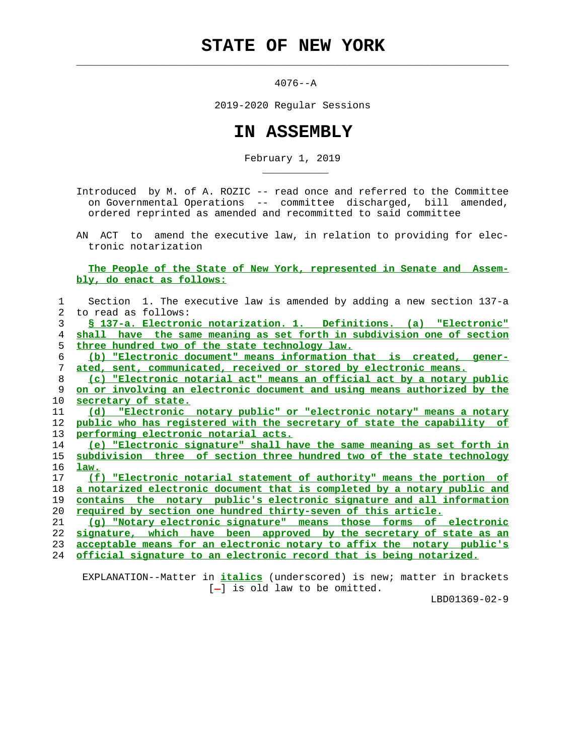# STATE OF NEW YORK

4076--A

2019-2020 Regular Sessions

# IN ASSEMBLY

February 1, 2019

Introduced by M. of A. ROZIC -- read once and referred to the Committee on Governmental Operations -- committee discharged, bill amended, ordered reprinted as amended and recommitted to said committee

AN ACT to amend the executive law, in relation to providing for electronic notarization

**The People of the State of New York, represented in Senate and Assembly, do enact as follows:**

1 Section 1. The executive law is amended by adding a new section 137-a
2 to read as follows:
3 **§ 137-a. Electronic notarization. 1. Definitions. (a) "Electronic"**
4 **shall have the same meaning as set forth in subdivision one of section**
5 **three hundred two of the state technology law.**
6 **(b) "Electronic document" means information that is created, gener-**
7 **ated, sent, communicated, received or stored by electronic means.**
8 **(c) "Electronic notarial act" means an official act by a notary public**
9 **on or involving an electronic document and using means authorized by the**
10 **secretary of state.**
11 **(d) "Electronic notary public" or "electronic notary" means a notary**
12 **public who has registered with the secretary of state the capability of**
13 **performing electronic notarial acts.**
14 **(e) "Electronic signature" shall have the same meaning as set forth in**
15 **subdivision three of section three hundred two of the state technology**
16 **law.**
17 **(f) "Electronic notarial statement of authority" means the portion of**
18 **a notarized electronic document that is completed by a notary public and**
19 **contains the notary public's electronic signature and all information**
20 **required by section one hundred thirty-seven of this article.**
21 **(g) "Notary electronic signature" means those forms of electronic**
22 **signature, which have been approved by the secretary of state as an**
23 **acceptable means for an electronic notary to affix the notary public's**
24 **official signature to an electronic record that is being notarized.**

EXPLANATION--Matter in ***italics*** (underscored) is new; matter in brackets [-] is old law to be omitted.

LBD01369-02-9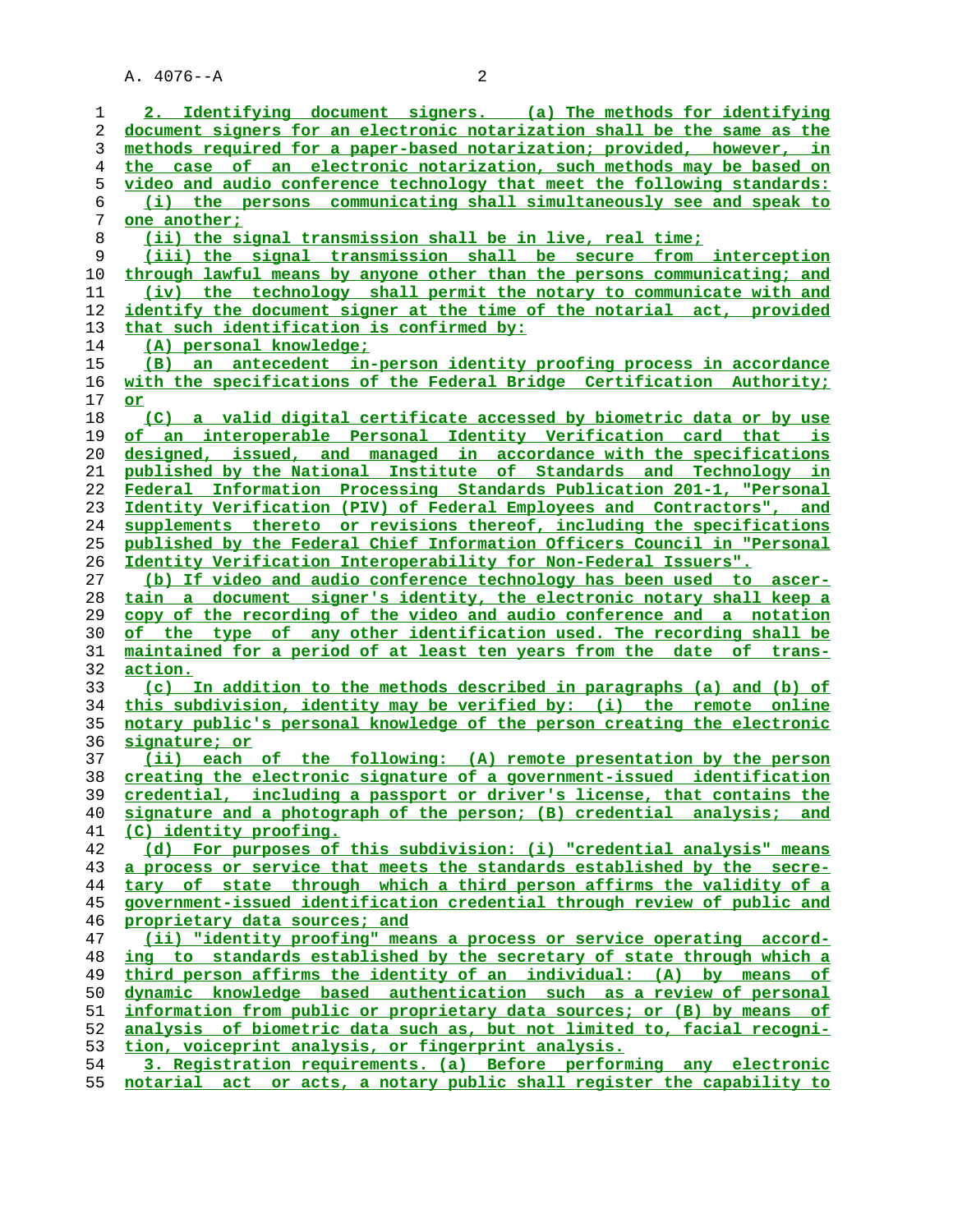2. Identifying document signers. (a) The methods for identifying document signers for an electronic notarization shall be the same as the methods required for a paper-based notarization; provided, however, in the case of an electronic notarization, such methods may be based on video and audio conference technology that meet the following standards:

(i) the persons communicating shall simultaneously see and speak to one another;

(ii) the signal transmission shall be in live, real time;

(iii) the signal transmission shall be secure from interception through lawful means by anyone other than the persons communicating; and

(iv) the technology shall permit the notary to communicate with and identify the document signer at the time of the notarial act, provided that such identification is confirmed by:

(A) personal knowledge;

(B) an antecedent in-person identity proofing process in accordance with the specifications of the Federal Bridge Certification Authority; or

(C) a valid digital certificate accessed by biometric data or by use of an interoperable Personal Identity Verification card that is designed, issued, and managed in accordance with the specifications published by the National Institute of Standards and Technology in Federal Information Processing Standards Publication 201-1, "Personal Identity Verification (PIV) of Federal Employees and Contractors", and supplements thereto or revisions thereof, including the specifications published by the Federal Chief Information Officers Council in "Personal Identity Verification Interoperability for Non-Federal Issuers".

(b) If video and audio conference technology has been used to ascertain a document signer's identity, the electronic notary shall keep a copy of the recording of the video and audio conference and a notation of the type of any other identification used. The recording shall be maintained for a period of at least ten years from the date of transaction.

(c) In addition to the methods described in paragraphs (a) and (b) of this subdivision, identity may be verified by: (i) the remote online notary public's personal knowledge of the person creating the electronic signature; or

(ii) each of the following: (A) remote presentation by the person creating the electronic signature of a government-issued identification credential, including a passport or driver's license, that contains the signature and a photograph of the person; (B) credential analysis; and (C) identity proofing.

(d) For purposes of this subdivision: (i) "credential analysis" means a process or service that meets the standards established by the secretary of state through which a third person affirms the validity of a government-issued identification credential through review of public and proprietary data sources; and

(ii) "identity proofing" means a process or service operating according to standards established by the secretary of state through which a third person affirms the identity of an individual: (A) by means of dynamic knowledge based authentication such as a review of personal information from public or proprietary data sources; or (B) by means of analysis of biometric data such as, but not limited to, facial recognition, voiceprint analysis, or fingerprint analysis.

3. Registration requirements. (a) Before performing any electronic notarial act or acts, a notary public shall register the capability to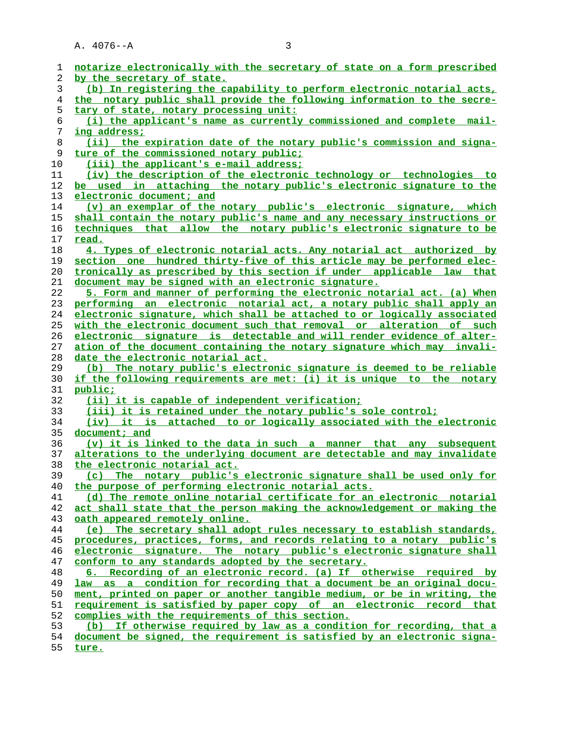notarize electronically with the secretary of state on a form prescribed by the secretary of state.

(b) In registering the capability to perform electronic notarial acts, the notary public shall provide the following information to the secretary of state, notary processing unit:

(i) the applicant's name as currently commissioned and complete mailing address;

(ii) the expiration date of the notary public's commission and signature of the commissioned notary public;

(iii) the applicant's e-mail address;

(iv) the description of the electronic technology or technologies to be used in attaching the notary public's electronic signature to the electronic document; and

(v) an exemplar of the notary public's electronic signature, which shall contain the notary public's name and any necessary instructions or techniques that allow the notary public's electronic signature to be read.

4. Types of electronic notarial acts. Any notarial act authorized by section one hundred thirty-five of this article may be performed electronically as prescribed by this section if under applicable law that document may be signed with an electronic signature.

5. Form and manner of performing the electronic notarial act. (a) When performing an electronic notarial act, a notary public shall apply an electronic signature, which shall be attached to or logically associated with the electronic document such that removal or alteration of such electronic signature is detectable and will render evidence of alteration of the document containing the notary signature which may invalidate the electronic notarial act.

(b) The notary public's electronic signature is deemed to be reliable if the following requirements are met: (i) it is unique to the notary public;

(ii) it is capable of independent verification;

(iii) it is retained under the notary public's sole control;

(iv) it is attached to or logically associated with the electronic document; and

(v) it is linked to the data in such a manner that any subsequent alterations to the underlying document are detectable and may invalidate the electronic notarial act.

(c) The notary public's electronic signature shall be used only for the purpose of performing electronic notarial acts.

(d) The remote online notarial certificate for an electronic notarial act shall state that the person making the acknowledgement or making the oath appeared remotely online.

(e) The secretary shall adopt rules necessary to establish standards, procedures, practices, forms, and records relating to a notary public's electronic signature. The notary public's electronic signature shall conform to any standards adopted by the secretary.

6. Recording of an electronic record. (a) If otherwise required by law as a condition for recording that a document be an original document, printed on paper or another tangible medium, or be in writing, the requirement is satisfied by paper copy of an electronic record that complies with the requirements of this section.

(b) If otherwise required by law as a condition for recording, that a document be signed, the requirement is satisfied by an electronic signature.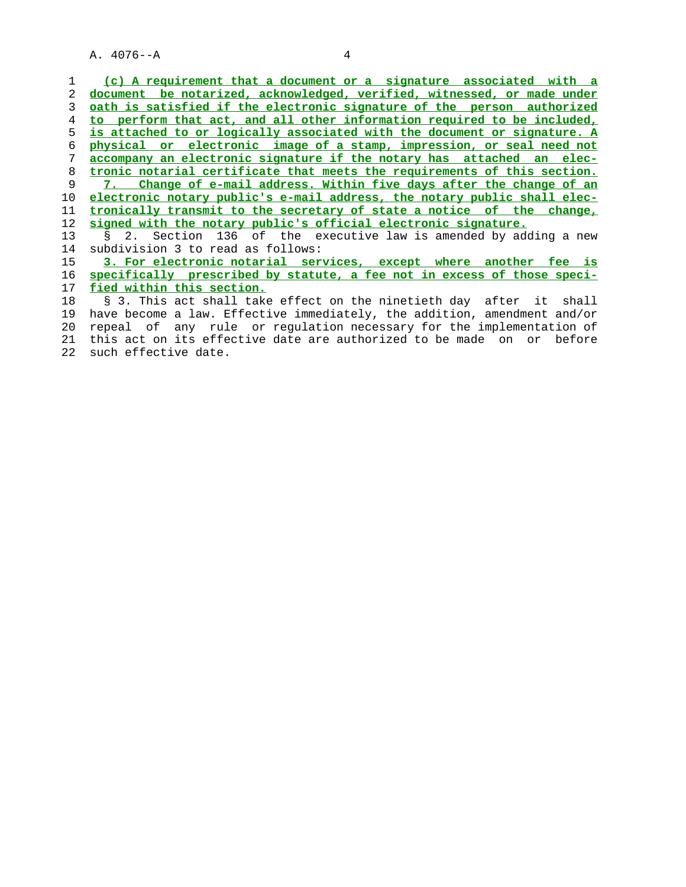(c) A requirement that a document or a signature associated with a document be notarized, acknowledged, verified, witnessed, or made under oath is satisfied if the electronic signature of the person authorized to perform that act, and all other information required to be included, is attached to or logically associated with the document or signature. A physical or electronic image of a stamp, impression, or seal need not accompany an electronic signature if the notary has attached an electronic notarial certificate that meets the requirements of this section.

7. Change of e-mail address. Within five days after the change of an electronic notary public's e-mail address, the notary public shall electronically transmit to the secretary of state a notice of the change, signed with the notary public's official electronic signature.

§ 2. Section 136 of the executive law is amended by adding a new subdivision 3 to read as follows:

3. For electronic notarial services, except where another fee is specifically prescribed by statute, a fee not in excess of those specified within this section.

§ 3. This act shall take effect on the ninetieth day after it shall have become a law. Effective immediately, the addition, amendment and/or repeal of any rule or regulation necessary for the implementation of this act on its effective date are authorized to be made on or before such effective date.